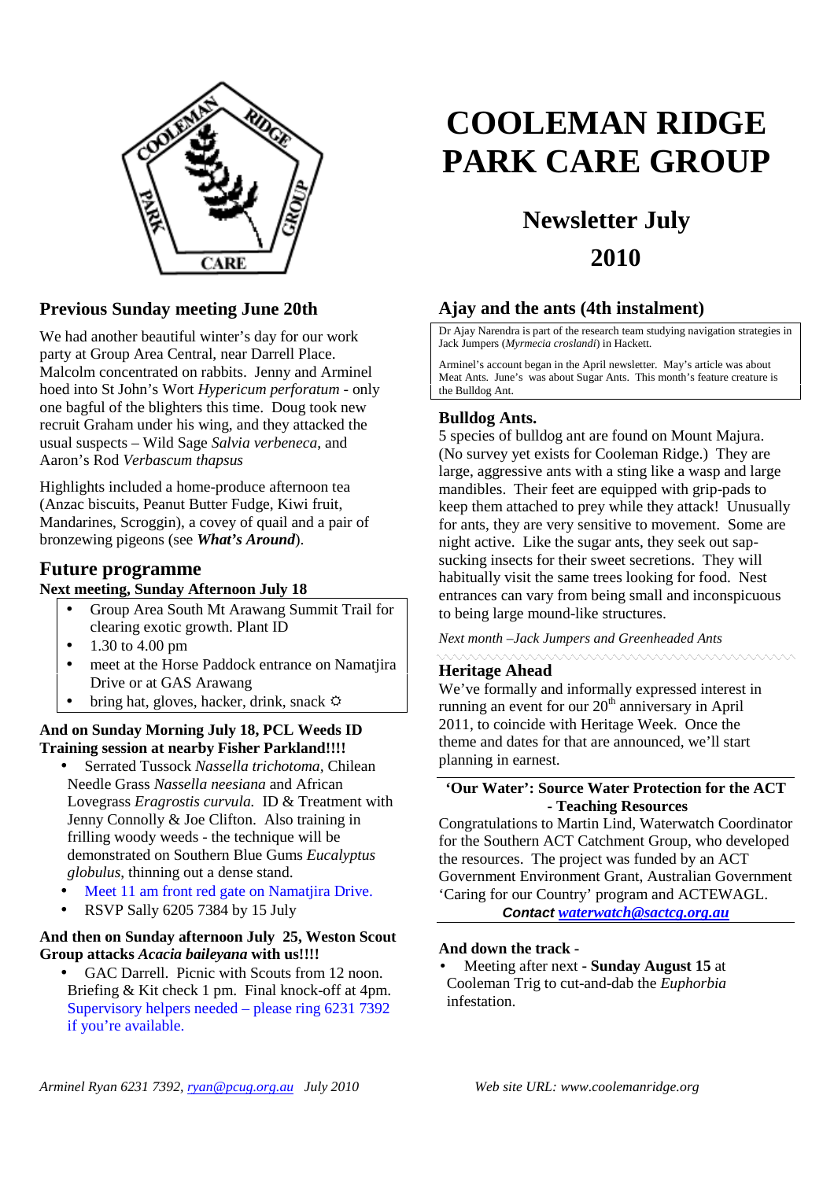# COOLEMAN RIDGE PARK CARE GROUP

## Newsletter July 2010

### Previous Sunday meeting June 20th

We had another beautiful winter's day for our work party at Group Area Central, near Darrell Place. Malcolm concentrated on rabbits. Jenny and Arminel hoed into St John's Wort *Hypericum perforatum* - only one bagful of the blighters this time. Doug took new recruit Graham under his wing, and they attacked the usual suspects – Wild Sage *Salvia verbeneca*, and Aaron's Rod *Verbascum thapsus*

Highlights included a home-produce afternoon tea (Anzac biscuits, Peanut Butter Fudge, Kiwi fruit, Mandarines, Scroggin), a covey of quail and a pair of bronzewing pigeons (see ***What's Around***).

## Future programme

**Next meeting, Sunday Afternoon July 18**

- Group Area South Mt Arawang Summit Trail for clearing exotic growth. Plant ID
- 1.30 to 4.00 pm
- meet at the Horse Paddock entrance on Namatjira Drive or at GAS Arawang
- bring hat, gloves, hacker, drink, snack ☼

**And on Sunday Morning July 18, PCL Weeds ID Training session at nearby Fisher Parkland!!!!**

- Serrated Tussock *Nassella trichotoma*, Chilean Needle Grass *Nassella neesiana* and African Lovegrass *Eragrostis curvula.* ID & Treatment with Jenny Connolly & Joe Clifton. Also training in frilling woody weeds - the technique will be demonstrated on Southern Blue Gums *Eucalyptus globulus*, thinning out a dense stand.
- Meet 11 am front red gate on Namatjira Drive.
- RSVP Sally 6205 7384 by 15 July

**And then on Sunday afternoon July 25, Weston Scout Group attacks *Acacia baileyana* with us!!!!**

- GAC Darrell. Picnic with Scouts from 12 noon. Briefing & Kit check 1 pm. Final knock-off at 4pm. Supervisory helpers needed – please ring 6231 7392 if you're available.

### Ajay and the ants (4th instalment)

Dr Ajay Narendra is part of the research team studying navigation strategies in Jack Jumpers (*Myrmecia croslandi*) in Hackett.

Arminel's account began in the April newsletter. May's article was about Meat Ants. June's was about Sugar Ants. This month's feature creature is the Bulldog Ant.

**Bulldog Ants.**

5 species of bulldog ant are found on Mount Majura. (No survey yet exists for Cooleman Ridge.) They are large, aggressive ants with a sting like a wasp and large mandibles. Their feet are equipped with grip-pads to keep them attached to prey while they attack! Unusually for ants, they are very sensitive to movement. Some are night active. Like the sugar ants, they seek out sap-sucking insects for their sweet secretions. They will habitually visit the same trees looking for food. Nest entrances can vary from being small and inconspicuous to being large mound-like structures.

*Next month –Jack Jumpers and Greenheaded Ants*

### Heritage Ahead

We've formally and informally expressed interest in running an event for our 20th anniversary in April 2011, to coincide with Heritage Week. Once the theme and dates for that are announced, we'll start planning in earnest.

**'Our Water': Source Water Protection for the ACT - Teaching Resources**

Congratulations to Martin Lind, Waterwatch Coordinator for the Southern ACT Catchment Group, who developed the resources. The project was funded by an ACT Government Environment Grant, Australian Government 'Caring for our Country' program and ACTEWAGL.

***Contact waterwatch@sactcg.org.au***

**And down the track -**

- Meeting after next - **Sunday August 15** at Cooleman Trig to cut-and-dab the *Euphorbia* infestation.

*Arminel Ryan 6231 7392, ryan@pcug.org.au July 2010*

*Web site URL: www.coolemanridge.org*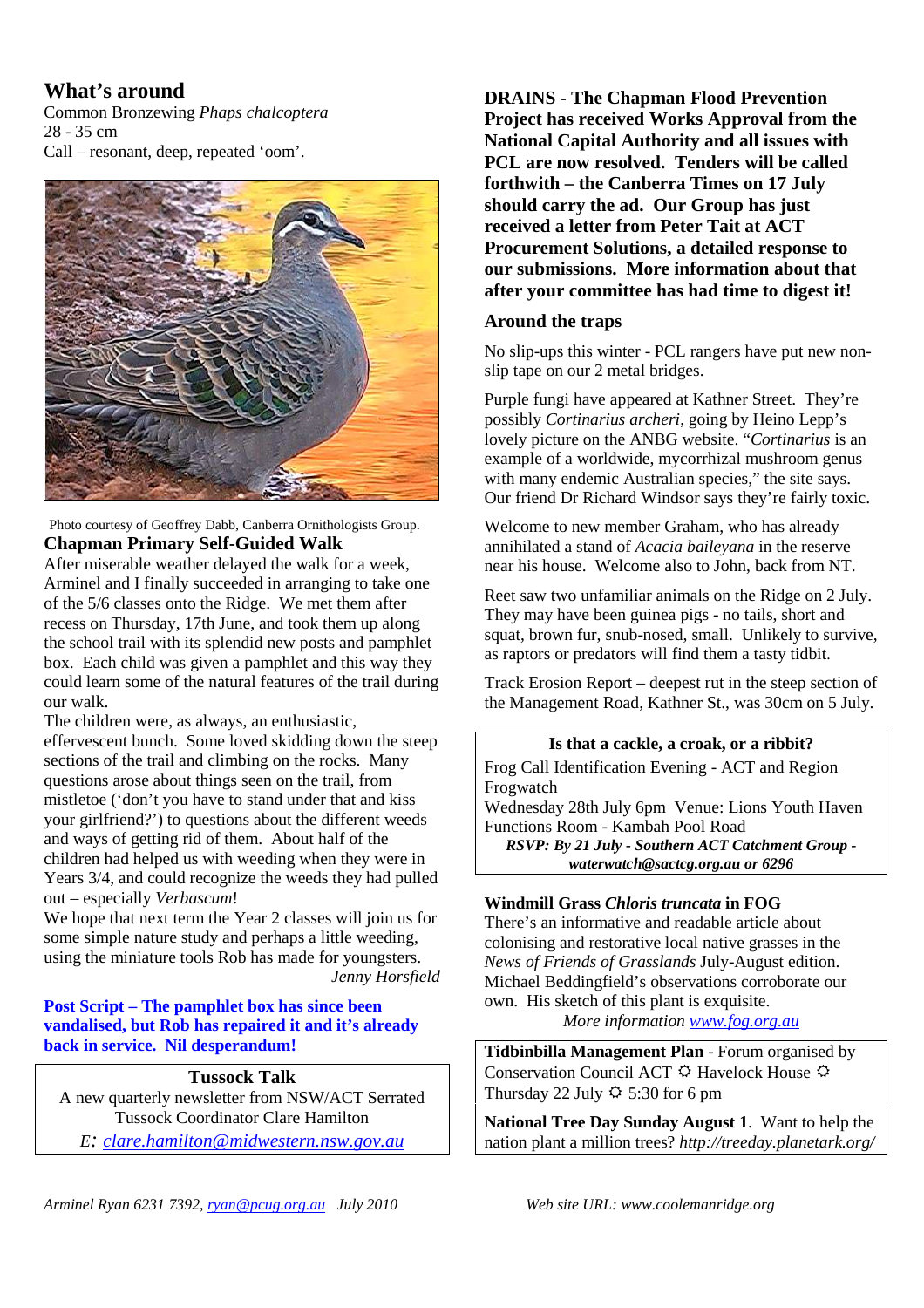## What's around

Common Bronzewing *Phaps chalcoptera*
28 - 35 cm
Call – resonant, deep, repeated 'oom'.

Photo courtesy of Geoffrey Dabb, Canberra Ornithologists Group.

### Chapman Primary Self-Guided Walk

After miserable weather delayed the walk for a week, Arminel and I finally succeeded in arranging to take one of the 5/6 classes onto the Ridge. We met them after recess on Thursday, 17th June, and took them up along the school trail with its splendid new posts and pamphlet box. Each child was given a pamphlet and this way they could learn some of the natural features of the trail during our walk.

The children were, as always, an enthusiastic, effervescent bunch. Some loved skidding down the steep sections of the trail and climbing on the rocks. Many questions arose about things seen on the trail, from mistletoe ('don't you have to stand under that and kiss your girlfriend?') to questions about the different weeds and ways of getting rid of them. About half of the children had helped us with weeding when they were in Years 3/4, and could recognize the weeds they had pulled out – especially *Verbascum*!

We hope that next term the Year 2 classes will join us for some simple nature study and perhaps a little weeding, using the miniature tools Rob has made for youngsters.

*Jenny Horsfield*

**Post Script – The pamphlet box has since been vandalised, but Rob has repaired it and it's already back in service. Nil desperandum!**

**Tussock Talk**
A new quarterly newsletter from NSW/ACT Serrated Tussock Coordinator Clare Hamilton
*E: clare.hamilton@midwestern.nsw.gov.au*

**DRAINS - The Chapman Flood Prevention Project has received Works Approval from the National Capital Authority and all issues with PCL are now resolved. Tenders will be called forthwith – the Canberra Times on 17 July should carry the ad. Our Group has just received a letter from Peter Tait at ACT Procurement Solutions, a detailed response to our submissions. More information about that after your committee has had time to digest it!**

### Around the traps

No slip-ups this winter - PCL rangers have put new non-slip tape on our 2 metal bridges.

Purple fungi have appeared at Kathner Street. They're possibly *Cortinarius archeri*, going by Heino Lepp's lovely picture on the ANBG website. "*Cortinarius* is an example of a worldwide, mycorrhizal mushroom genus with many endemic Australian species," the site says. Our friend Dr Richard Windsor says they're fairly toxic.

Welcome to new member Graham, who has already annihilated a stand of *Acacia baileyana* in the reserve near his house. Welcome also to John, back from NT.

Reet saw two unfamiliar animals on the Ridge on 2 July. They may have been guinea pigs - no tails, short and squat, brown fur, snub-nosed, small. Unlikely to survive, as raptors or predators will find them a tasty tidbit.

Track Erosion Report – deepest rut in the steep section of the Management Road, Kathner St., was 30cm on 5 July.

**Is that a cackle, a croak, or a ribbit?**
Frog Call Identification Evening - ACT and Region Frogwatch
Wednesday 28th July 6pm Venue: Lions Youth Haven Functions Room - Kambah Pool Road
***RSVP: By 21 July - Southern ACT Catchment Group - waterwatch@sactcg.org.au or 6296***

**Windmill Grass *Chloris truncata* in FOG**
There's an informative and readable article about colonising and restorative local native grasses in the *News of Friends of Grasslands* July-August edition. Michael Beddingfield's observations corroborate our own. His sketch of this plant is exquisite.
*More information www.fog.org.au*

**Tidbinbilla Management Plan** - Forum organised by Conservation Council ACT ☼ Havelock House ☼ Thursday 22 July ☼ 5:30 for 6 pm

**National Tree Day Sunday August 1**. Want to help the nation plant a million trees? *http://treeday.planetark.org/*

*Arminel Ryan 6231 7392, ryan@pcug.org.au July 2010*

*Web site URL: www.coolemanridge.org*